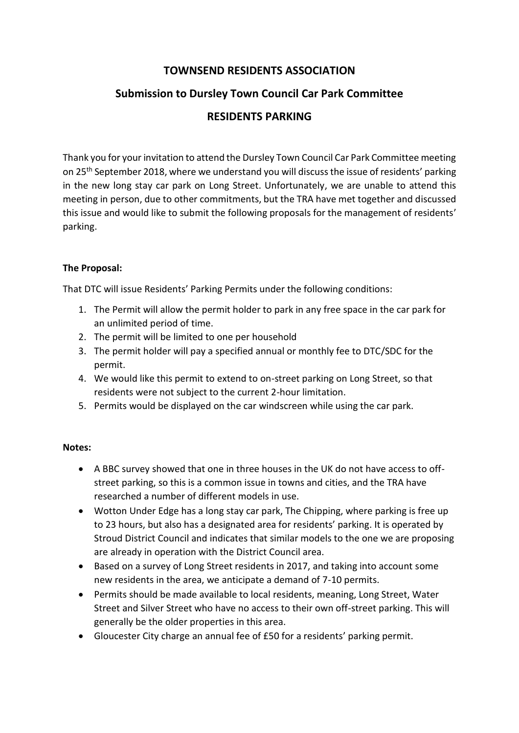# TOWNSEND RESIDENTS ASSOCIATION

## Submission to Dursley Town Council Car Park Committee

## RESIDENTS PARKING

Thank you for your invitation to attend the Dursley Town Council Car Park Committee meeting on 25th September 2018, where we understand you will discuss the issue of residents' parking in the new long stay car park on Long Street. Unfortunately, we are unable to attend this meeting in person, due to other commitments, but the TRA have met together and discussed this issue and would like to submit the following proposals for the management of residents' parking.

**The Proposal:**

That DTC will issue Residents' Parking Permits under the following conditions:

1. The Permit will allow the permit holder to park in any free space in the car park for an unlimited period of time.
2. The permit will be limited to one per household
3. The permit holder will pay a specified annual or monthly fee to DTC/SDC for the permit.
4. We would like this permit to extend to on-street parking on Long Street, so that residents were not subject to the current 2-hour limitation.
5. Permits would be displayed on the car windscreen while using the car park.

**Notes:**

- A BBC survey showed that one in three houses in the UK do not have access to off-street parking, so this is a common issue in towns and cities, and the TRA have researched a number of different models in use.
- Wotton Under Edge has a long stay car park, The Chipping, where parking is free up to 23 hours, but also has a designated area for residents' parking. It is operated by Stroud District Council and indicates that similar models to the one we are proposing are already in operation with the District Council area.
- Based on a survey of Long Street residents in 2017, and taking into account some new residents in the area, we anticipate a demand of 7-10 permits.
- Permits should be made available to local residents, meaning, Long Street, Water Street and Silver Street who have no access to their own off-street parking. This will generally be the older properties in this area.
- Gloucester City charge an annual fee of £50 for a residents' parking permit.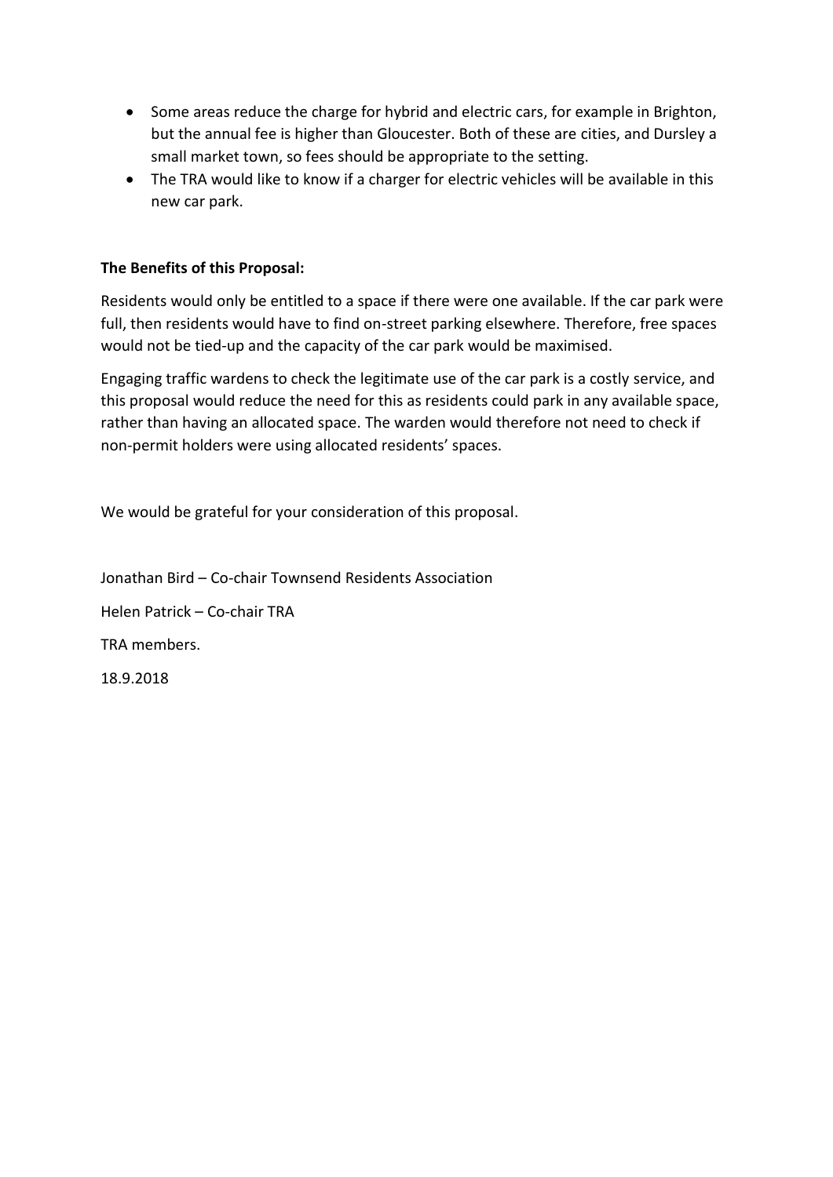- Some areas reduce the charge for hybrid and electric cars, for example in Brighton, but the annual fee is higher than Gloucester. Both of these are cities, and Dursley a small market town, so fees should be appropriate to the setting.
- The TRA would like to know if a charger for electric vehicles will be available in this new car park.

**The Benefits of this Proposal:**

Residents would only be entitled to a space if there were one available. If the car park were full, then residents would have to find on-street parking elsewhere. Therefore, free spaces would not be tied-up and the capacity of the car park would be maximised.

Engaging traffic wardens to check the legitimate use of the car park is a costly service, and this proposal would reduce the need for this as residents could park in any available space, rather than having an allocated space. The warden would therefore not need to check if non-permit holders were using allocated residents' spaces.

We would be grateful for your consideration of this proposal.

Jonathan Bird – Co-chair Townsend Residents Association

Helen Patrick – Co-chair TRA

TRA members.

18.9.2018